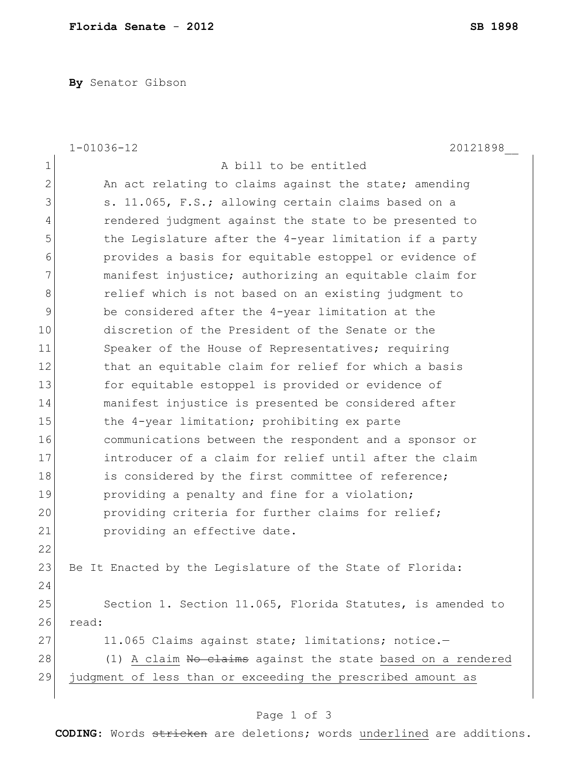**Florida Senate - 2012** **SB 1898**

**By** Senator Gibson

1-01036-12 20121898__

A bill to be entitled

An act relating to claims against the state; amending s. 11.065, F.S.; allowing certain claims based on a rendered judgment against the state to be presented to the Legislature after the 4-year limitation if a party provides a basis for equitable estoppel or evidence of manifest injustice; authorizing an equitable claim for relief which is not based on an existing judgment to be considered after the 4-year limitation at the discretion of the President of the Senate or the Speaker of the House of Representatives; requiring that an equitable claim for relief for which a basis for equitable estoppel is provided or evidence of manifest injustice is presented be considered after the 4-year limitation; prohibiting ex parte communications between the respondent and a sponsor or introducer of a claim for relief until after the claim is considered by the first committee of reference; providing a penalty and fine for a violation; providing criteria for further claims for relief; providing an effective date.

Be It Enacted by the Legislature of the State of Florida:

Section 1. Section 11.065, Florida Statutes, is amended to read:

11.065 Claims against state; limitations; notice.—

(1) <u>A claim</u> ~~No claims~~ against the state <u>based on a rendered judgment of less than or exceeding the prescribed amount as</u>

**CODING:** Words ~~stricken~~ are deletions; words <u>underlined</u> are additions.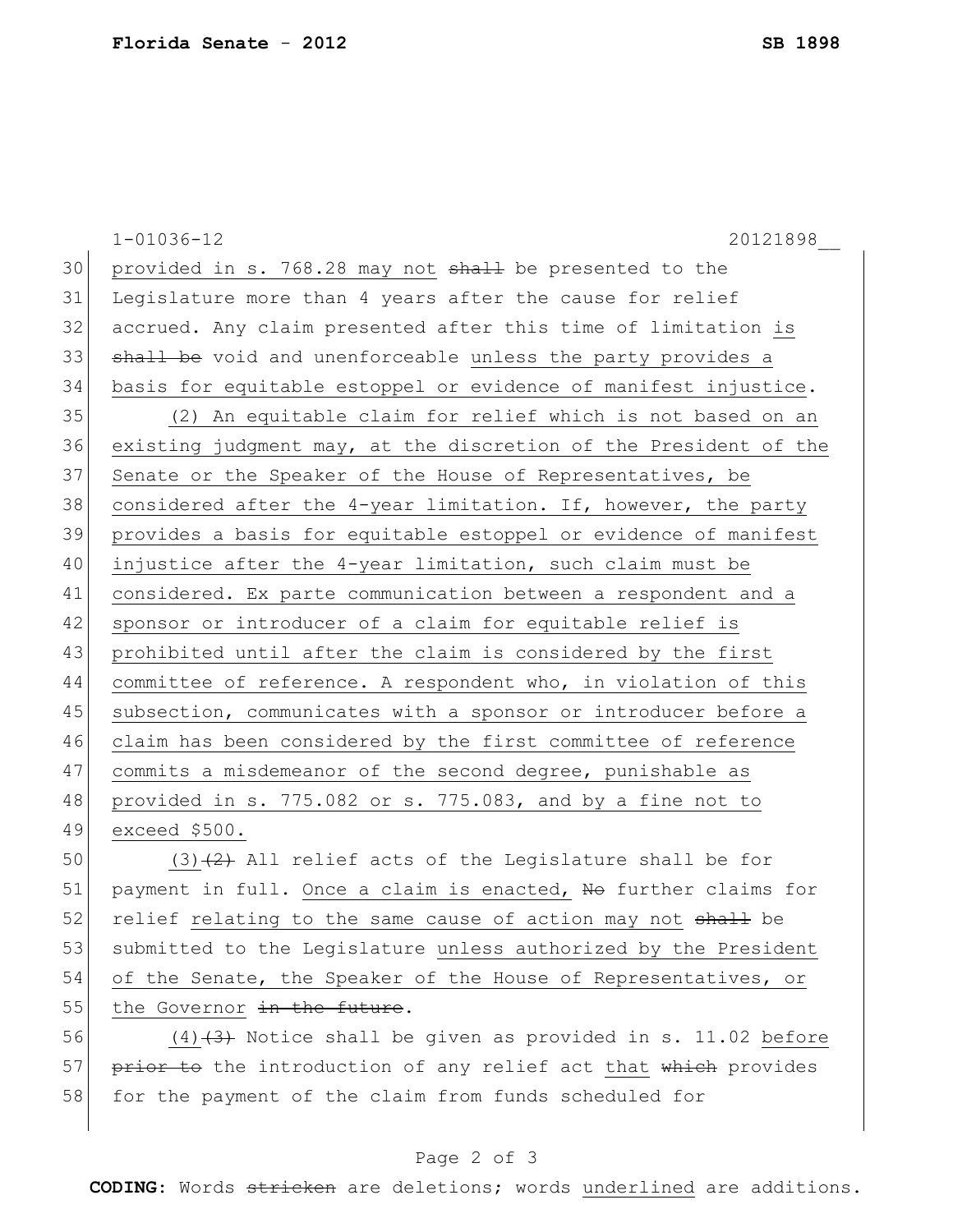provided in s. 768.28 may not ~~shall~~ be presented to the Legislature more than 4 years after the cause for relief accrued. Any claim presented after this time of limitation <u>is</u> ~~shall be~~ void and unenforceable <u>unless the party provides a basis for equitable estoppel or evidence of manifest injustice</u>.

<u>(2) An equitable claim for relief which is not based on an existing judgment may, at the discretion of the President of the Senate or the Speaker of the House of Representatives, be considered after the 4-year limitation. If, however, the party provides a basis for equitable estoppel or evidence of manifest injustice after the 4-year limitation, such claim must be considered. Ex parte communication between a respondent and a sponsor or introducer of a claim for equitable relief is prohibited until after the claim is considered by the first committee of reference. A respondent who, in violation of this subsection, communicates with a sponsor or introducer before a claim has been considered by the first committee of reference commits a misdemeanor of the second degree, punishable as provided in s. 775.082 or s. 775.083, and by a fine not to exceed $500.</u>

<u>(3)</u>~~(2)~~ All relief acts of the Legislature shall be for payment in full. <u>Once a claim is enacted,</u> ~~No~~ further claims for relief <u>relating to the same cause of action</u> may not ~~shall~~ be submitted to the Legislature <u>unless authorized by the President of the Senate, the Speaker of the House of Representatives, or the Governor</u> ~~in the future~~.

<u>(4)</u>~~(3)~~ Notice shall be given as provided in s. 11.02 <u>before</u> ~~prior to~~ the introduction of any relief act <u>that</u> ~~which~~ provides for the payment of the claim from funds scheduled for

CODING: Words ~~stricken~~ are deletions; words <u>underlined</u> are additions.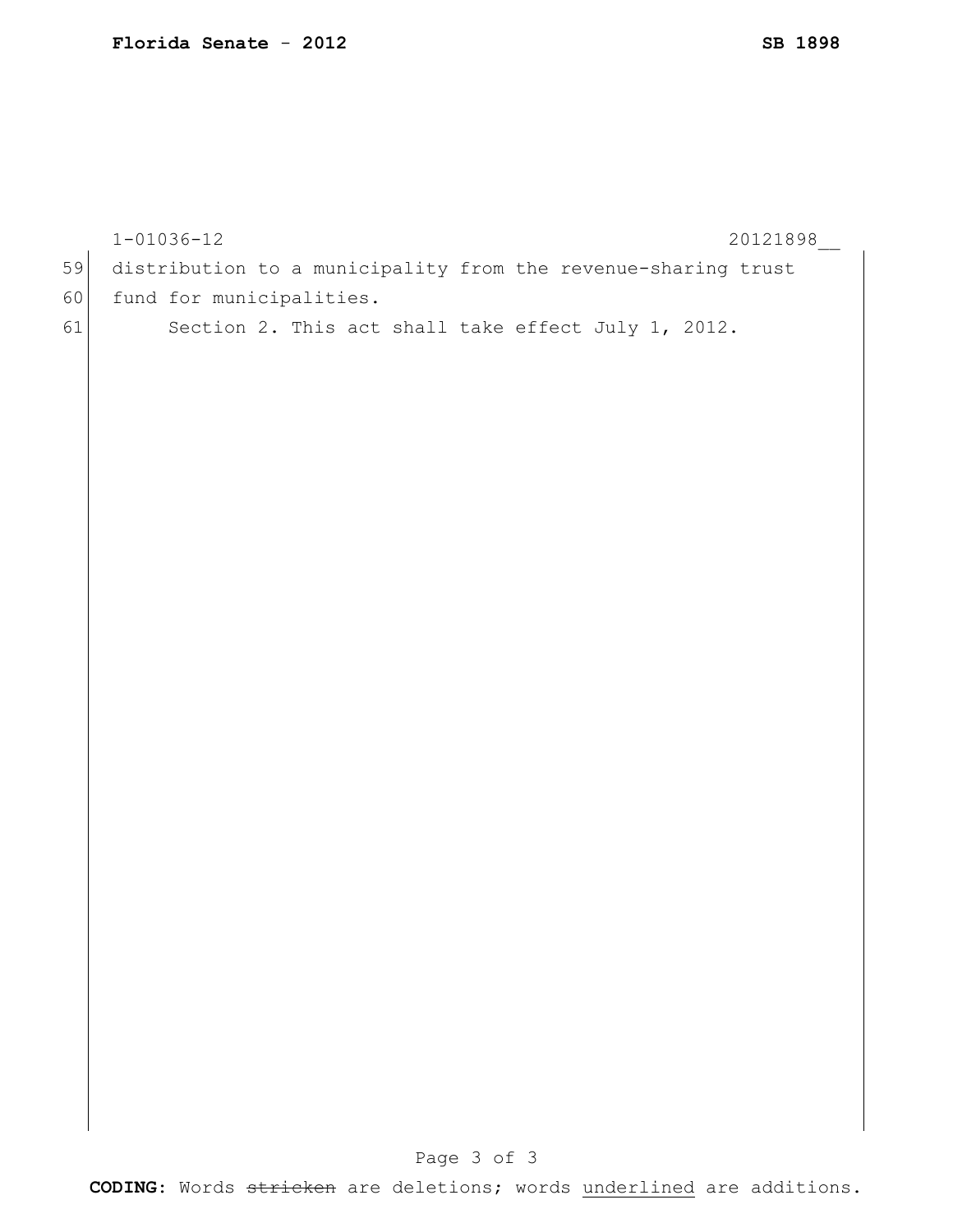distribution to a municipality from the revenue-sharing trust fund for municipalities.

Section 2. This act shall take effect July 1, 2012.